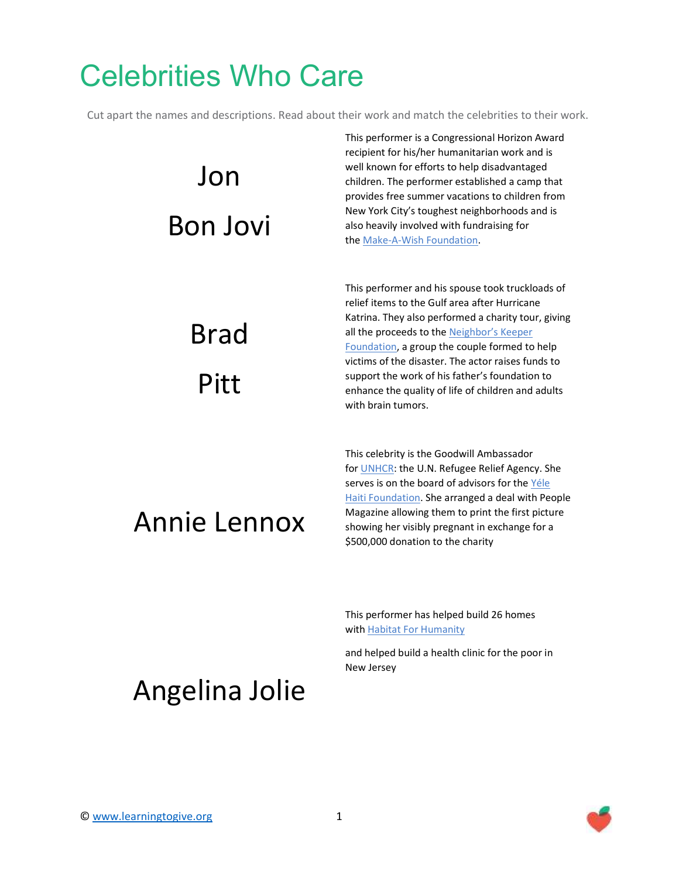# Celebrities Who Care

Cut apart the names and descriptions. Read about their work and match the celebrities to their work.

| | |
|---|---|
| Jon Bon Jovi | This performer is a Congressional Horizon Award recipient for his/her humanitarian work and is well known for efforts to help disadvantaged children. The performer established a camp that provides free summer vacations to children from New York City's toughest neighborhoods and is also heavily involved with fundraising for the Make-A-Wish Foundation. |
| Brad Pitt | This performer and his spouse took truckloads of relief items to the Gulf area after Hurricane Katrina. They also performed a charity tour, giving all the proceeds to the Neighbor's Keeper Foundation, a group the couple formed to help victims of the disaster. The actor raises funds to support the work of his father's foundation to enhance the quality of life of children and adults with brain tumors. |
| Annie Lennox | This celebrity is the Goodwill Ambassador for UNHCR: the U.N. Refugee Relief Agency. She serves is on the board of advisors for the Yéle Haiti Foundation. She arranged a deal with People Magazine allowing them to print the first picture showing her visibly pregnant in exchange for a $500,000 donation to the charity |
| Angelina Jolie | This performer has helped build 26 homes with Habitat For Humanity<br><br>and helped build a health clinic for the poor in New Jersey |

© www.learningtogive.org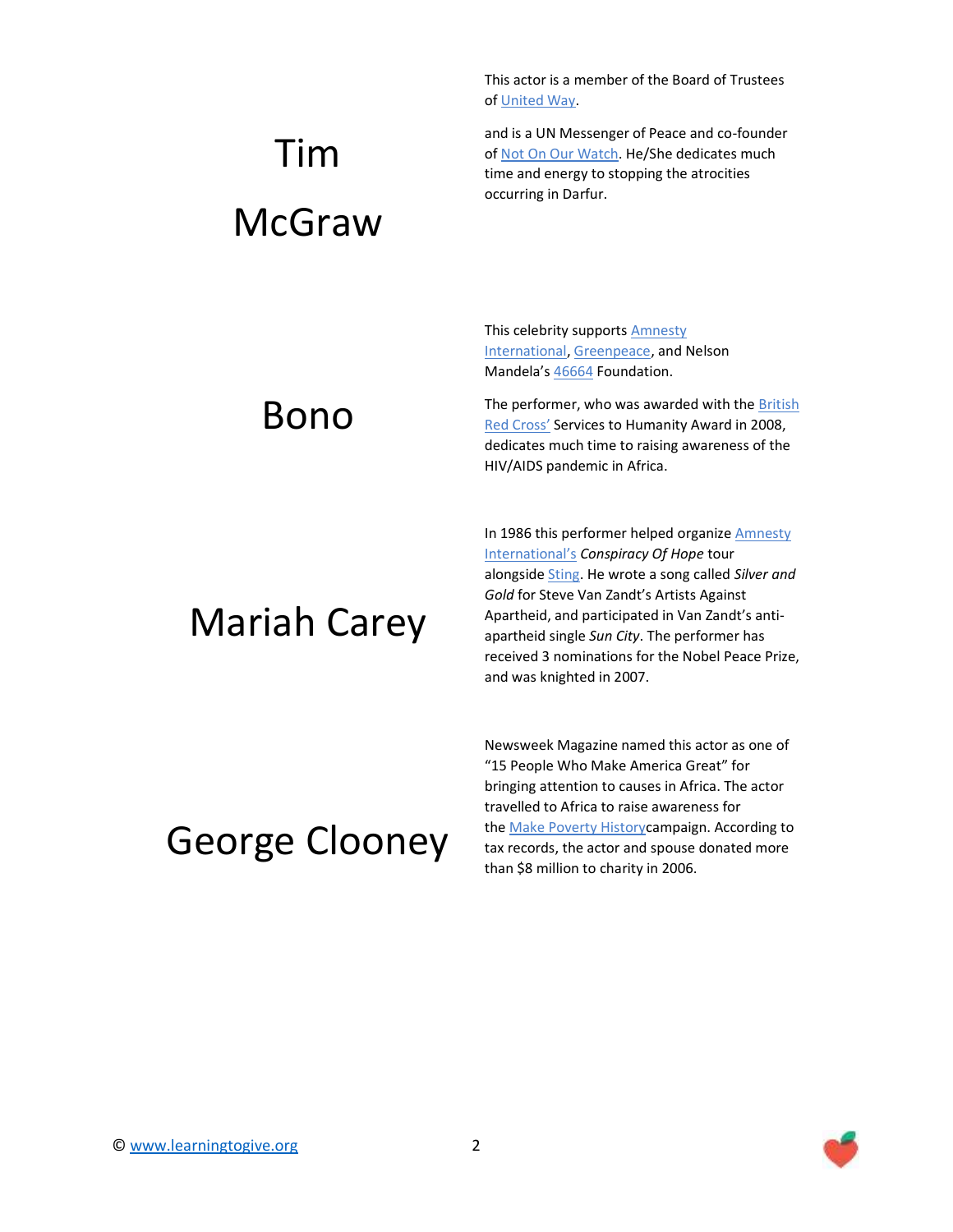| | |
|---|---|
| Tim McGraw | This actor is a member of the Board of Trustees of United Way.<br><br>and is a UN Messenger of Peace and co-founder of Not On Our Watch. He/She dedicates much time and energy to stopping the atrocities occurring in Darfur. |
| Bono | This celebrity supports Amnesty International, Greenpeace, and Nelson Mandela's 46664 Foundation.<br><br>The performer, who was awarded with the British Red Cross' Services to Humanity Award in 2008, dedicates much time to raising awareness of the HIV/AIDS pandemic in Africa. |
| Mariah Carey | In 1986 this performer helped organize Amnesty International's *Conspiracy Of Hope* tour alongside Sting. He wrote a song called *Silver and Gold* for Steve Van Zandt's Artists Against Apartheid, and participated in Van Zandt's anti-apartheid single *Sun City*. The performer has received 3 nominations for the Nobel Peace Prize, and was knighted in 2007. |
| George Clooney | Newsweek Magazine named this actor as one of "15 People Who Make America Great" for bringing attention to causes in Africa. The actor travelled to Africa to raise awareness for the Make Poverty Historycampaign. According to tax records, the actor and spouse donated more than $8 million to charity in 2006. |

© www.learningtogive.org